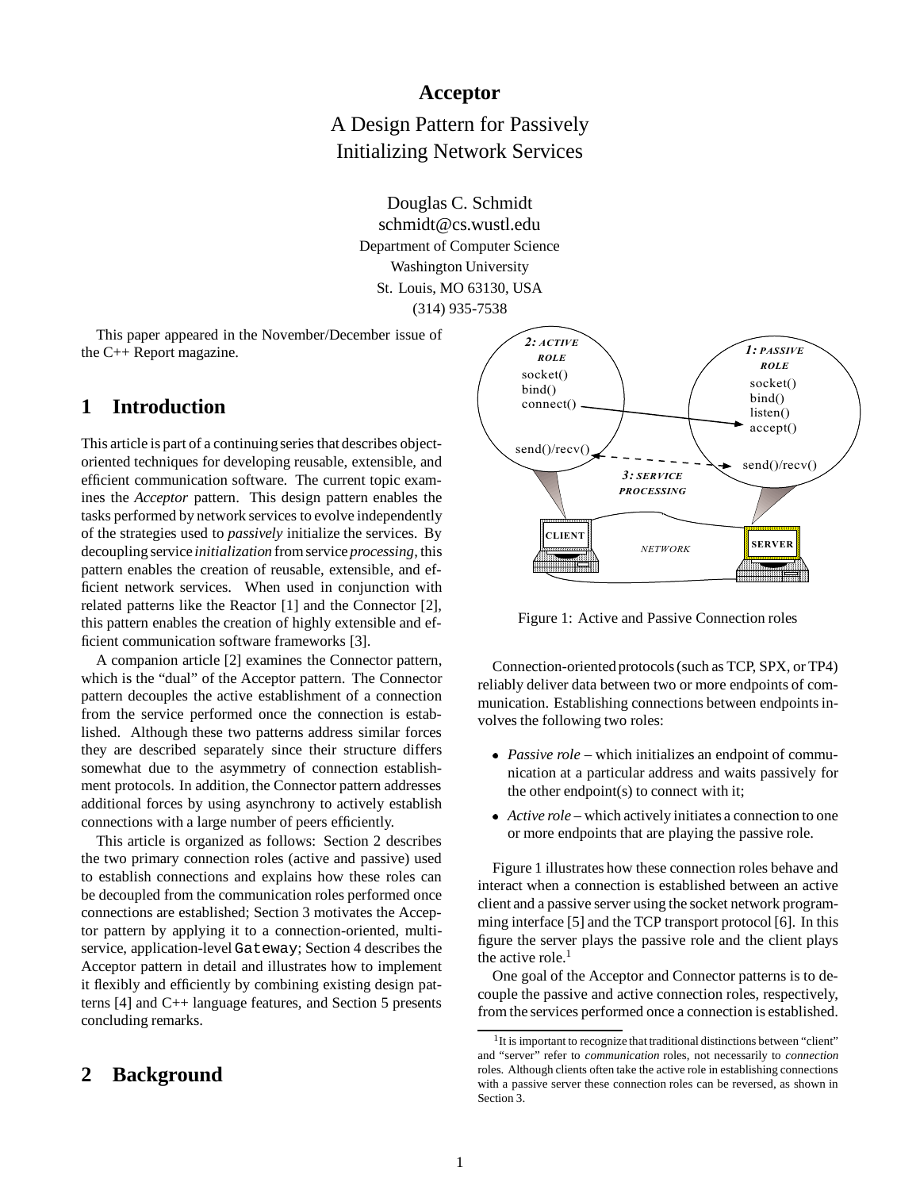# Acceptor

## A Design Pattern for Passively Initializing Network Services

Douglas C. Schmidt
schmidt@cs.wustl.edu
Department of Computer Science
Washington University
St. Louis, MO 63130, USA
(314) 935-7538

This paper appeared in the November/December issue of the C++ Report magazine.

## 1 Introduction

This article is part of a continuing series that describes object-oriented techniques for developing reusable, extensible, and efficient communication software. The current topic examines the *Acceptor* pattern. This design pattern enables the tasks performed by network services to evolve independently of the strategies used to *passively* initialize the services. By decoupling service *initialization* from service *processing*, this pattern enables the creation of reusable, extensible, and efficient network services. When used in conjunction with related patterns like the Reactor [1] and the Connector [2], this pattern enables the creation of highly extensible and efficient communication software frameworks [3].

A companion article [2] examines the Connector pattern, which is the "dual" of the Acceptor pattern. The Connector pattern decouples the active establishment of a connection from the service performed once the connection is established. Although these two patterns address similar forces they are described separately since their structure differs somewhat due to the asymmetry of connection establishment protocols. In addition, the Connector pattern addresses additional forces by using asynchrony to actively establish connections with a large number of peers efficiently.

This article is organized as follows: Section 2 describes the two primary connection roles (active and passive) used to establish connections and explains how these roles can be decoupled from the communication roles performed once connections are established; Section 3 motivates the Acceptor pattern by applying it to a connection-oriented, multi-service, application-level `Gateway`; Section 4 describes the Acceptor pattern in detail and illustrates how to implement it flexibly and efficiently by combining existing design patterns [4] and C++ language features, and Section 5 presents concluding remarks.

## 2 Background

Figure 1: Active and Passive Connection roles

Connection-oriented protocols (such as TCP, SPX, or TP4) reliably deliver data between two or more endpoints of communication. Establishing connections between endpoints involves the following two roles:

- *Passive role* – which initializes an endpoint of communication at a particular address and waits passively for the other endpoint(s) to connect with it;
- *Active role* – which actively initiates a connection to one or more endpoints that are playing the passive role.

Figure 1 illustrates how these connection roles behave and interact when a connection is established between an active client and a passive server using the socket network programming interface [5] and the TCP transport protocol [6]. In this figure the server plays the passive role and the client plays the active role.[1]

One goal of the Acceptor and Connector patterns is to decouple the passive and active connection roles, respectively, from the services performed once a connection is established.

[1] It is important to recognize that traditional distinctions between "client" and "server" refer to *communication* roles, not necessarily to *connection* roles. Although clients often take the active role in establishing connections with a passive server these connection roles can be reversed, as shown in Section 3.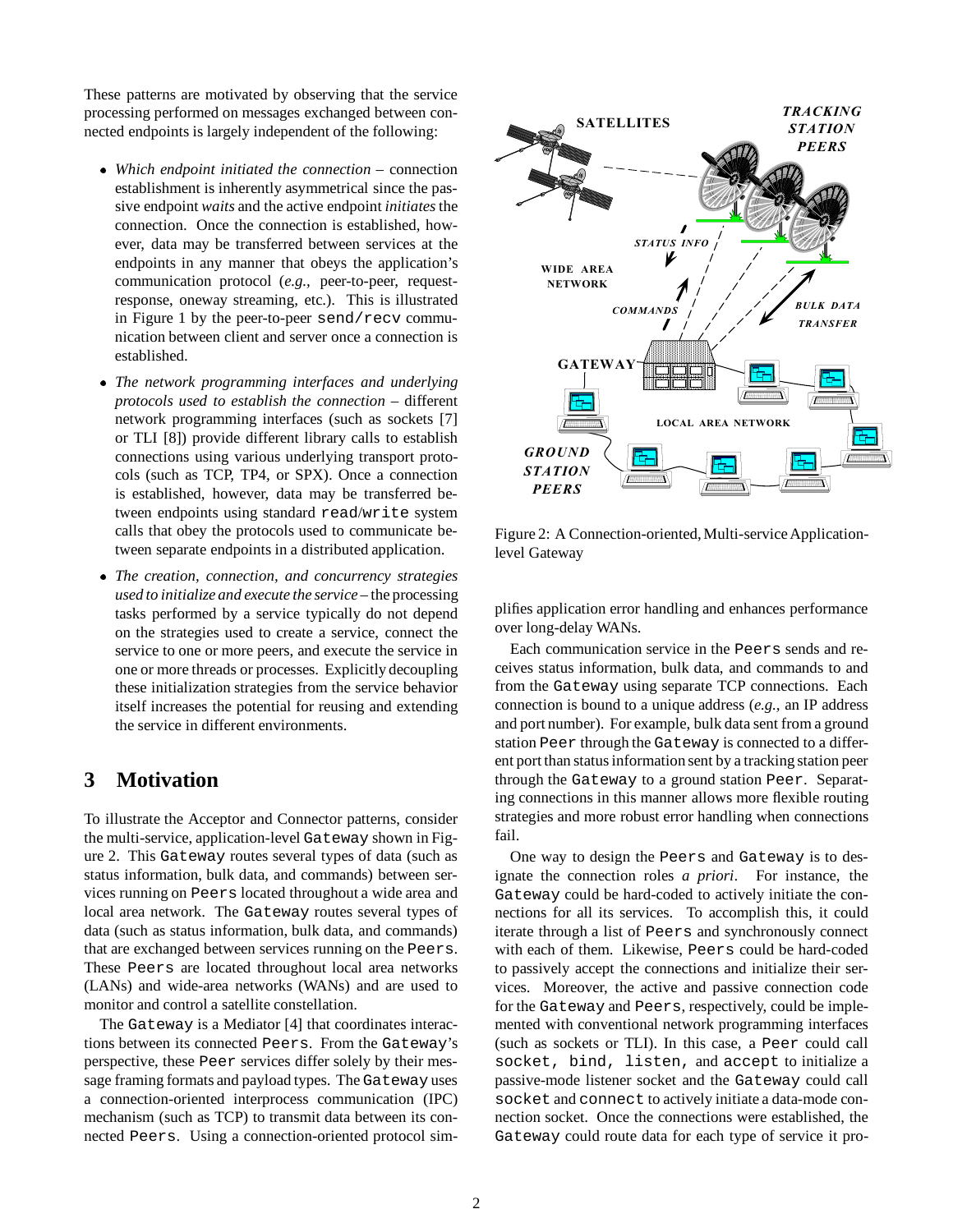These patterns are motivated by observing that the service processing performed on messages exchanged between connected endpoints is largely independent of the following:

- *Which endpoint initiated the connection* – connection establishment is inherently asymmetrical since the passive endpoint *waits* and the active endpoint *initiates* the connection. Once the connection is established, however, data may be transferred between services at the endpoints in any manner that obeys the application's communication protocol (*e.g.,* peer-to-peer, request-response, oneway streaming, etc.). This is illustrated in Figure 1 by the peer-to-peer `send/recv` communication between client and server once a connection is established.
- *The network programming interfaces and underlying protocols used to establish the connection* – different network programming interfaces (such as sockets [7] or TLI [8]) provide different library calls to establish connections using various underlying transport protocols (such as TCP, TP4, or SPX). Once a connection is established, however, data may be transferred between endpoints using standard `read/write` system calls that obey the protocols used to communicate between separate endpoints in a distributed application.
- *The creation, connection, and concurrency strategies used to initialize and execute the service* – the processing tasks performed by a service typically do not depend on the strategies used to create a service, connect the service to one or more peers, and execute the service in one or more threads or processes. Explicitly decoupling these initialization strategies from the service behavior itself increases the potential for reusing and extending the service in different environments.

## 3 Motivation

To illustrate the Acceptor and Connector patterns, consider the multi-service, application-level `Gateway` shown in Figure 2. This `Gateway` routes several types of data (such as status information, bulk data, and commands) between services running on `Peers` located throughout a wide area and local area network. The `Gateway` routes several types of data (such as status information, bulk data, and commands) that are exchanged between services running on the `Peers`. These `Peers` are located throughout local area networks (LANs) and wide-area networks (WANs) and are used to monitor and control a satellite constellation.

The `Gateway` is a Mediator [4] that coordinates interactions between its connected `Peers`. From the `Gateway`'s perspective, these `Peer` services differ solely by their message framing formats and payload types. The `Gateway` uses a connection-oriented interprocess communication (IPC) mechanism (such as TCP) to transmit data between its connected `Peers`. Using a connection-oriented protocol simplifies application error handling and enhances performance over long-delay WANs.

Figure 2: A Connection-oriented, Multi-service Application-level Gateway

Each communication service in the `Peers` sends and receives status information, bulk data, and commands to and from the `Gateway` using separate TCP connections. Each connection is bound to a unique address (*e.g.,* an IP address and port number). For example, bulk data sent from a ground station `Peer` through the `Gateway` is connected to a different port than status information sent by a tracking station peer through the `Gateway` to a ground station `Peer`. Separating connections in this manner allows more flexible routing strategies and more robust error handling when connections fail.

One way to design the `Peers` and `Gateway` is to designate the connection roles *a priori*. For instance, the `Gateway` could be hard-coded to actively initiate the connections for all its services. To accomplish this, it could iterate through a list of `Peers` and synchronously connect with each of them. Likewise, `Peers` could be hard-coded to passively accept the connections and initialize their services. Moreover, the active and passive connection code for the `Gateway` and `Peers`, respectively, could be implemented with conventional network programming interfaces (such as sockets or TLI). In this case, a `Peer` could call `socket, bind, listen,` and `accept` to initialize a passive-mode listener socket and the `Gateway` could call `socket` and `connect` to actively initiate a data-mode connection socket. Once the connections were established, the `Gateway` could route data for each type of service it pro-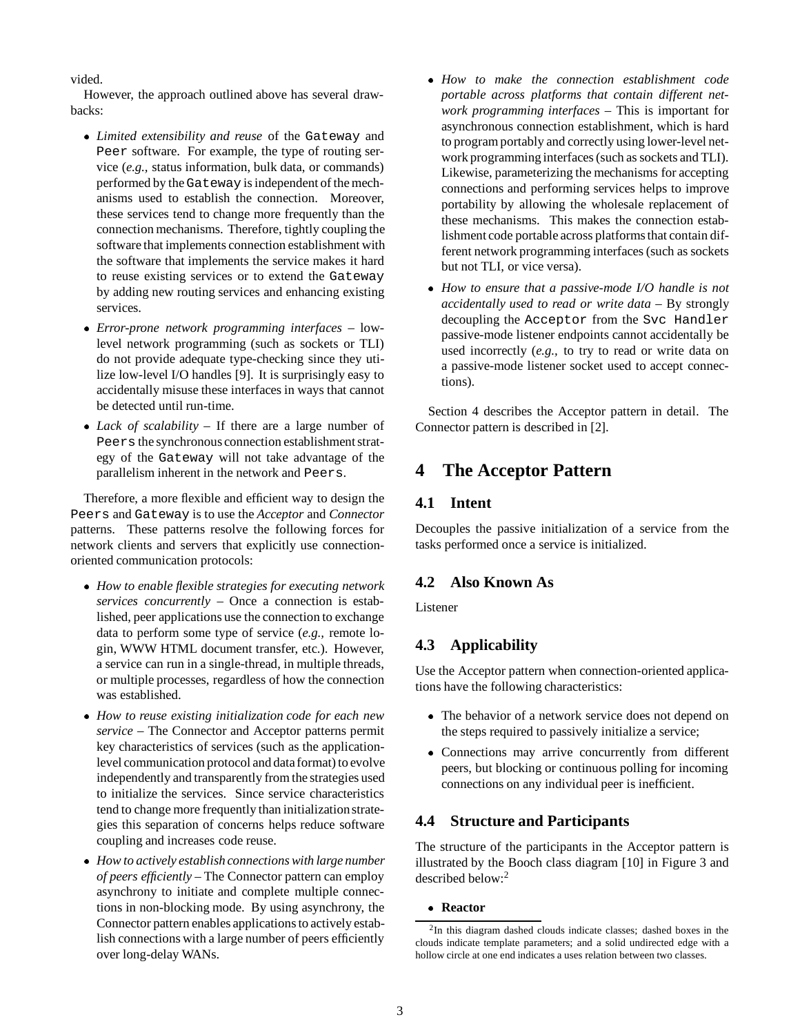vided.

However, the approach outlined above has several drawbacks:

- *Limited extensibility and reuse* of the `Gateway` and `Peer` software. For example, the type of routing service (*e.g.,* status information, bulk data, or commands) performed by the `Gateway` is independent of the mechanisms used to establish the connection. Moreover, these services tend to change more frequently than the connection mechanisms. Therefore, tightly coupling the software that implements connection establishment with the software that implements the service makes it hard to reuse existing services or to extend the `Gateway` by adding new routing services and enhancing existing services.
- *Error-prone network programming interfaces* – low-level network programming (such as sockets or TLI) do not provide adequate type-checking since they utilize low-level I/O handles [9]. It is surprisingly easy to accidentally misuse these interfaces in ways that cannot be detected until run-time.
- *Lack of scalability* – If there are a large number of `Peers` the synchronous connection establishment strategy of the `Gateway` will not take advantage of the parallelism inherent in the network and `Peers`.

Therefore, a more flexible and efficient way to design the `Peers` and `Gateway` is to use the *Acceptor* and *Connector* patterns. These patterns resolve the following forces for network clients and servers that explicitly use connection-oriented communication protocols:

- *How to enable flexible strategies for executing network services concurrently* – Once a connection is established, peer applications use the connection to exchange data to perform some type of service (*e.g.,* remote login, WWW HTML document transfer, etc.). However, a service can run in a single-thread, in multiple threads, or multiple processes, regardless of how the connection was established.
- *How to reuse existing initialization code for each new service* – The Connector and Acceptor patterns permit key characteristics of services (such as the application-level communication protocol and data format) to evolve independently and transparently from the strategies used to initialize the services. Since service characteristics tend to change more frequently than initialization strategies this separation of concerns helps reduce software coupling and increases code reuse.
- *How to actively establish connections with large number of peers efficiently* – The Connector pattern can employ asynchrony to initiate and complete multiple connections in non-blocking mode. By using asynchrony, the Connector pattern enables applications to actively establish connections with a large number of peers efficiently over long-delay WANs.
- *How to make the connection establishment code portable across platforms that contain different network programming interfaces* – This is important for asynchronous connection establishment, which is hard to program portably and correctly using lower-level network programming interfaces (such as sockets and TLI). Likewise, parameterizing the mechanisms for accepting connections and performing services helps to improve portability by allowing the wholesale replacement of these mechanisms. This makes the connection establishment code portable across platforms that contain different network programming interfaces (such as sockets but not TLI, or vice versa).
- *How to ensure that a passive-mode I/O handle is not accidentally used to read or write data* – By strongly decoupling the `Acceptor` from the `Svc Handler` passive-mode listener endpoints cannot accidentally be used incorrectly (*e.g.,* to try to read or write data on a passive-mode listener socket used to accept connections).

Section 4 describes the Acceptor pattern in detail. The Connector pattern is described in [2].

# 4 The Acceptor Pattern

## 4.1 Intent

Decouples the passive initialization of a service from the tasks performed once a service is initialized.

## 4.2 Also Known As

Listener

## 4.3 Applicability

Use the Acceptor pattern when connection-oriented applications have the following characteristics:

- The behavior of a network service does not depend on the steps required to passively initialize a service;
- Connections may arrive concurrently from different peers, but blocking or continuous polling for incoming connections on any individual peer is inefficient.

## 4.4 Structure and Participants

The structure of the participants in the Acceptor pattern is illustrated by the Booch class diagram [10] in Figure 3 and described below:[2]

- **Reactor**

[2] In this diagram dashed clouds indicate classes; dashed boxes in the clouds indicate template parameters; and a solid undirected edge with a hollow circle at one end indicates a uses relation between two classes.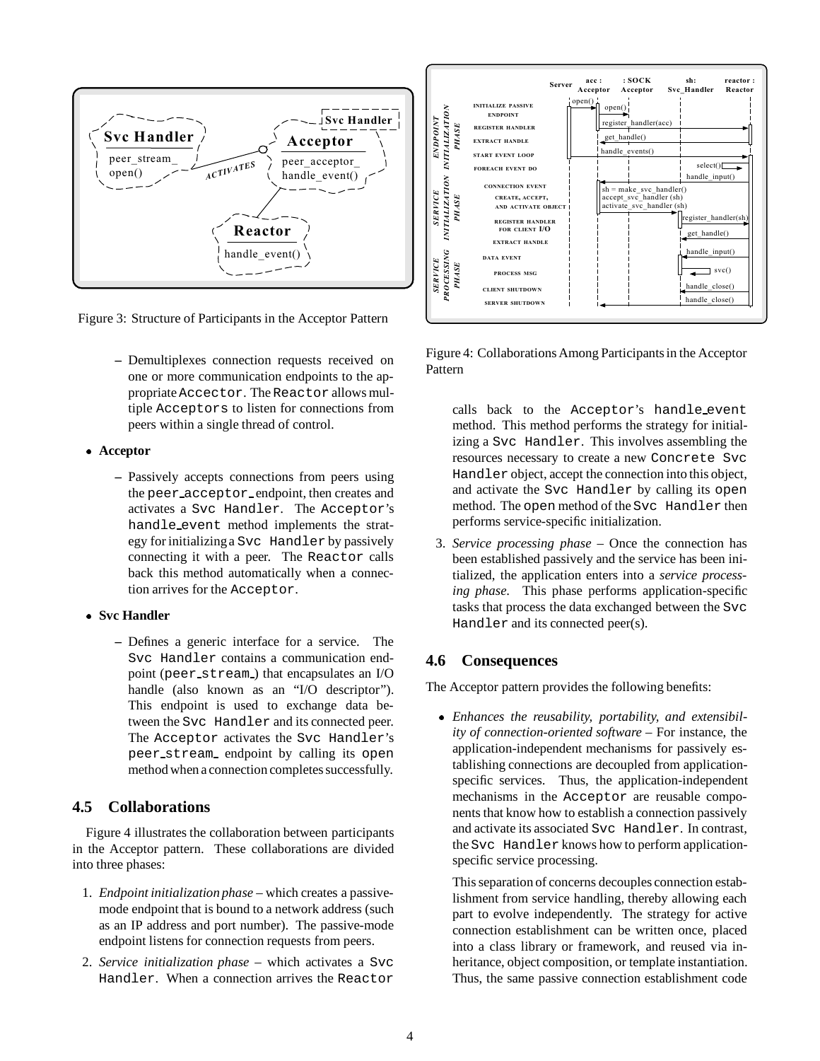Figure 3: Structure of Participants in the Acceptor Pattern

  - Demultiplexes connection requests received on one or more communication endpoints to the appropriate Accector. The Reactor allows multiple Acceptors to listen for connections from peers within a single thread of control.

- **Acceptor**
  - Passively accepts connections from peers using the peer_acceptor_ endpoint, then creates and activates a Svc Handler. The Acceptor's handle_event method implements the strategy for initializing a Svc Handler by passively connecting it with a peer. The Reactor calls back this method automatically when a connection arrives for the Acceptor.

- **Svc Handler**
  - Defines a generic interface for a service. The Svc Handler contains a communication endpoint (peer_stream_) that encapsulates an I/O handle (also known as an "I/O descriptor"). This endpoint is used to exchange data between the Svc Handler and its connected peer. The Acceptor activates the Svc Handler's peer_stream_ endpoint by calling its open method when a connection completes successfully.

## 4.5 Collaborations

Figure 4 illustrates the collaboration between participants in the Acceptor pattern. These collaborations are divided into three phases:

1. *Endpoint initialization phase* – which creates a passive-mode endpoint that is bound to a network address (such as an IP address and port number). The passive-mode endpoint listens for connection requests from peers.
2. *Service initialization phase* – which activates a Svc Handler. When a connection arrives the Reactor calls back to the Acceptor's handle_event method. This method performs the strategy for initializing a Svc Handler. This involves assembling the resources necessary to create a new Concrete Svc Handler object, accept the connection into this object, and activate the Svc Handler by calling its open method. The open method of the Svc Handler then performs service-specific initialization.
3. *Service processing phase* – Once the connection has been established passively and the service has been initialized, the application enters into a *service processing phase*. This phase performs application-specific tasks that process the data exchanged between the Svc Handler and its connected peer(s).

Figure 4: Collaborations Among Participants in the Acceptor Pattern

## 4.6 Consequences

The Acceptor pattern provides the following benefits:

- *Enhances the reusability, portability, and extensibility of connection-oriented software* – For instance, the application-independent mechanisms for passively establishing connections are decoupled from application-specific services. Thus, the application-independent mechanisms in the Acceptor are reusable components that know how to establish a connection passively and activate its associated Svc Handler. In contrast, the Svc Handler knows how to perform application-specific service processing.

  This separation of concerns decouples connection establishment from service handling, thereby allowing each part to evolve independently. The strategy for active connection establishment can be written once, placed into a class library or framework, and reused via inheritance, object composition, or template instantiation. Thus, the same passive connection establishment code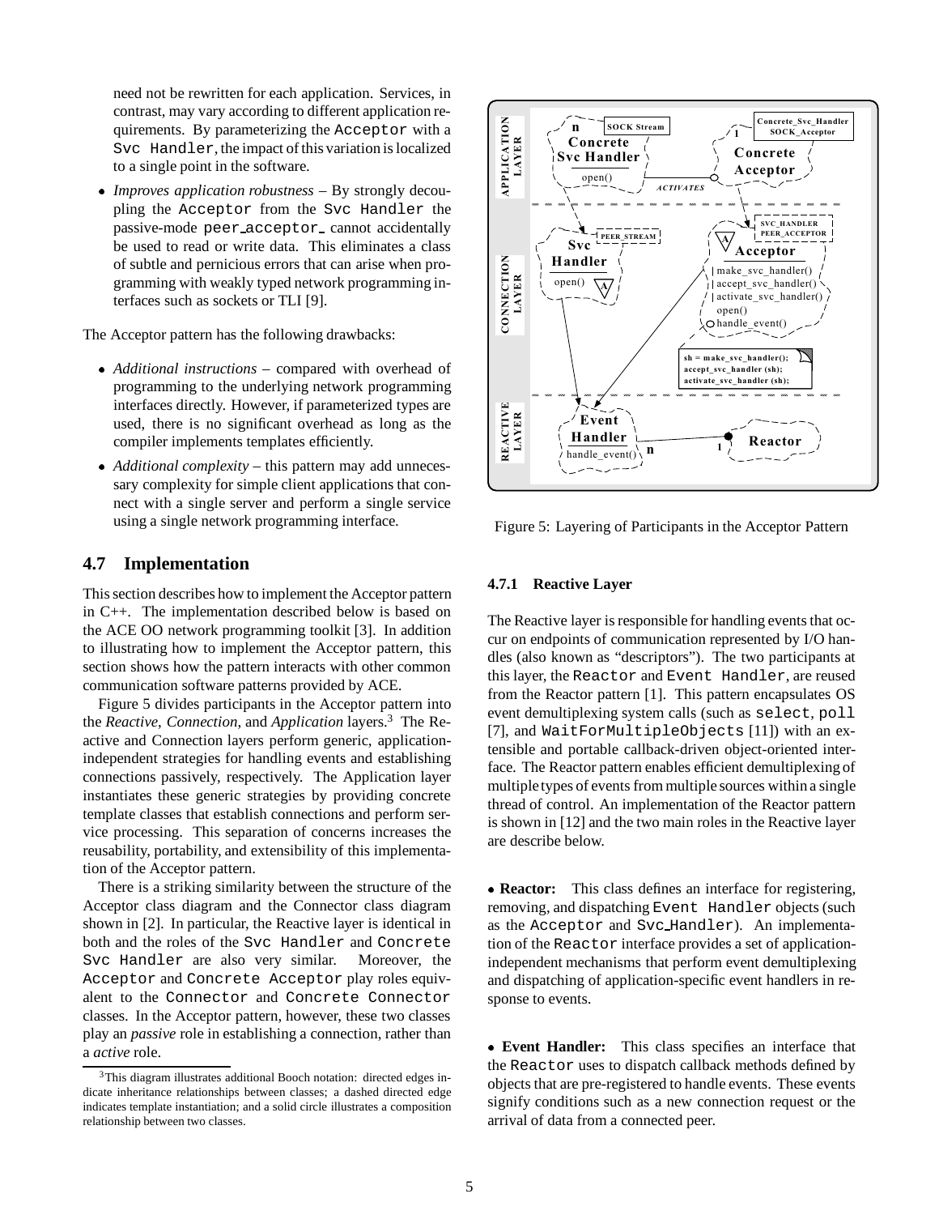need not be rewritten for each application. Services, in contrast, may vary according to different application requirements. By parameterizing the Acceptor with a Svc Handler, the impact of this variation is localized to a single point in the software.

- *Improves application robustness* – By strongly decoupling the Acceptor from the Svc Handler the passive-mode peer_acceptor_ cannot accidentally be used to read or write data. This eliminates a class of subtle and pernicious errors that can arise when programming with weakly typed network programming interfaces such as sockets or TLI [9].

The Acceptor pattern has the following drawbacks:

- *Additional instructions* – compared with overhead of programming to the underlying network programming interfaces directly. However, if parameterized types are used, there is no significant overhead as long as the compiler implements templates efficiently.
- *Additional complexity* – this pattern may add unnecessary complexity for simple client applications that connect with a single server and perform a single service using a single network programming interface.

## 4.7 Implementation

This section describes how to implement the Acceptor pattern in C++. The implementation described below is based on the ACE OO network programming toolkit [3]. In addition to illustrating how to implement the Acceptor pattern, this section shows how the pattern interacts with other common communication software patterns provided by ACE.

Figure 5 divides participants in the Acceptor pattern into the *Reactive*, *Connection*, and *Application* layers.[3] The Reactive and Connection layers perform generic, application-independent strategies for handling events and establishing connections passively, respectively. The Application layer instantiates these generic strategies by providing concrete template classes that establish connections and perform service processing. This separation of concerns increases the reusability, portability, and extensibility of this implementation of the Acceptor pattern.

There is a striking similarity between the structure of the Acceptor class diagram and the Connector class diagram shown in [2]. In particular, the Reactive layer is identical in both and the roles of the Svc Handler and Concrete Svc Handler are also very similar. Moreover, the Acceptor and Concrete Acceptor play roles equivalent to the Connector and Concrete Connector classes. In the Acceptor pattern, however, these two classes play an *passive* role in establishing a connection, rather than a *active* role.

[3] This diagram illustrates additional Booch notation: directed edges indicate inheritance relationships between classes; a dashed directed edge indicates template instantiation; and a solid circle illustrates a composition relationship between two classes.

Figure 5: Layering of Participants in the Acceptor Pattern

### 4.7.1 Reactive Layer

The Reactive layer is responsible for handling events that occur on endpoints of communication represented by I/O handles (also known as "descriptors"). The two participants at this layer, the Reactor and Event Handler, are reused from the Reactor pattern [1]. This pattern encapsulates OS event demultiplexing system calls (such as select, poll [7], and WaitForMultipleObjects [11]) with an extensible and portable callback-driven object-oriented interface. The Reactor pattern enables efficient demultiplexing of multiple types of events from multiple sources within a single thread of control. An implementation of the Reactor pattern is shown in [12] and the two main roles in the Reactive layer are describe below.

- **Reactor:** This class defines an interface for registering, removing, and dispatching Event Handler objects (such as the Acceptor and Svc_Handler). An implementation of the Reactor interface provides a set of application-independent mechanisms that perform event demultiplexing and dispatching of application-specific event handlers in response to events.

- **Event Handler:** This class specifies an interface that the Reactor uses to dispatch callback methods defined by objects that are pre-registered to handle events. These events signify conditions such as a new connection request or the arrival of data from a connected peer.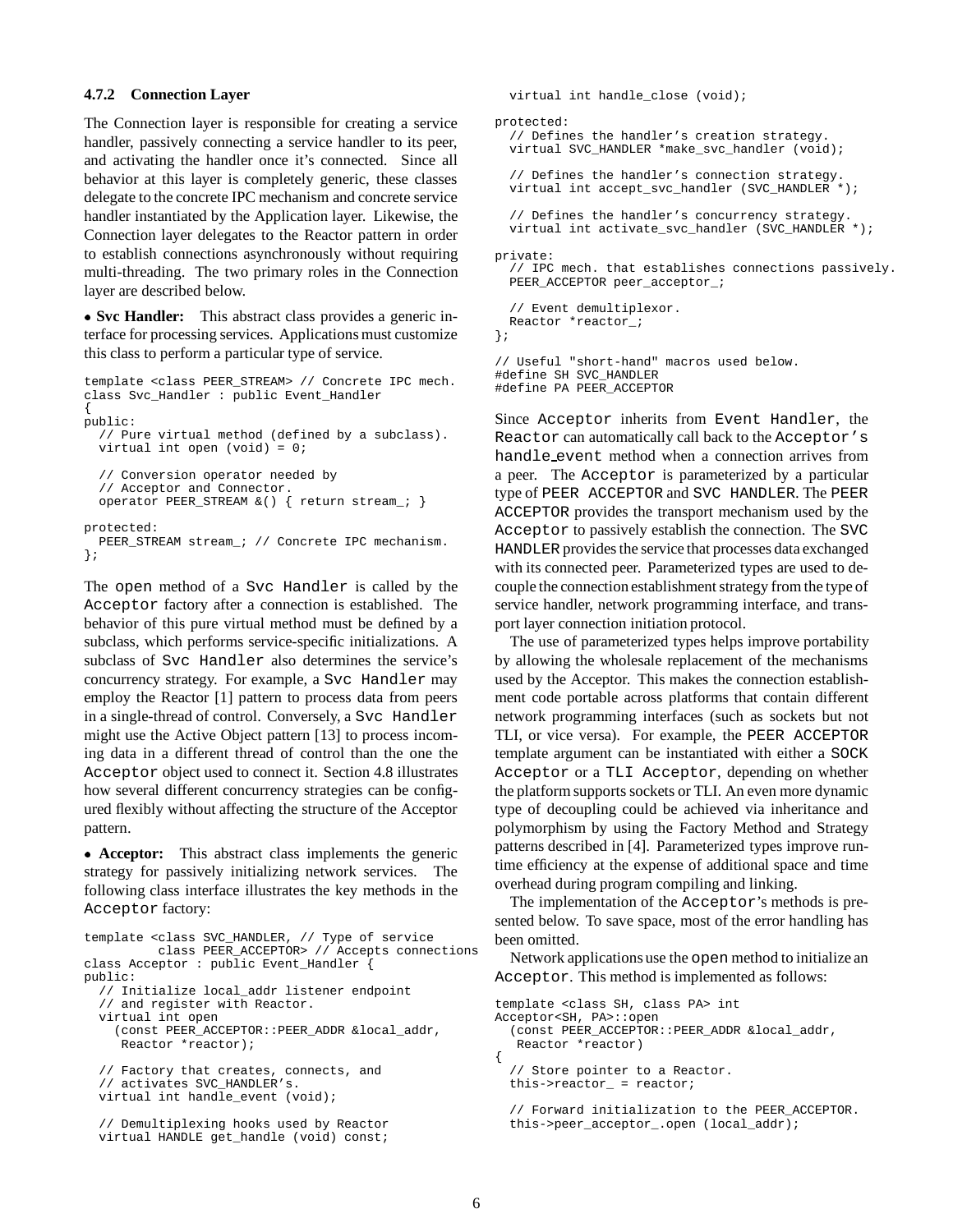### 4.7.2 Connection Layer

The Connection layer is responsible for creating a service handler, passively connecting a service handler to its peer, and activating the handler once it's connected. Since all behavior at this layer is completely generic, these classes delegate to the concrete IPC mechanism and concrete service handler instantiated by the Application layer. Likewise, the Connection layer delegates to the Reactor pattern in order to establish connections asynchronously without requiring multi-threading. The two primary roles in the Connection layer are described below.

- **Svc Handler:** This abstract class provides a generic interface for processing services. Applications must customize this class to perform a particular type of service.

```
template <class PEER_STREAM> // Concrete IPC mech.
class Svc_Handler : public Event_Handler
{
public:
  // Pure virtual method (defined by a subclass).
  virtual int open (void) = 0;

  // Conversion operator needed by
  // Acceptor and Connector.
  operator PEER_STREAM &() { return stream_; }

protected:
  PEER_STREAM stream_; // Concrete IPC mechanism.
};
```

The open method of a Svc Handler is called by the Acceptor factory after a connection is established. The behavior of this pure virtual method must be defined by a subclass, which performs service-specific initializations. A subclass of Svc Handler also determines the service's concurrency strategy. For example, a Svc Handler may employ the Reactor [1] pattern to process data from peers in a single-thread of control. Conversely, a Svc Handler might use the Active Object pattern [13] to process incoming data in a different thread of control than the one the Acceptor object used to connect it. Section 4.8 illustrates how several different concurrency strategies can be configured flexibly without affecting the structure of the Acceptor pattern.

- **Acceptor:** This abstract class implements the generic strategy for passively initializing network services. The following class interface illustrates the key methods in the Acceptor factory:

```
template <class SVC_HANDLER, // Type of service
          class PEER_ACCEPTOR> // Accepts connections
class Acceptor : public Event_Handler {
public:
  // Initialize local_addr listener endpoint
  // and register with Reactor.
  virtual int open
    (const PEER_ACCEPTOR::PEER_ADDR &local_addr,
     Reactor *reactor);

  // Factory that creates, connects, and
  // activates SVC_HANDLER's.
  virtual int handle_event (void);

  // Demultiplexing hooks used by Reactor
  virtual HANDLE get_handle (void) const;
  virtual int handle_close (void);

protected:
  // Defines the handler's creation strategy.
  virtual SVC_HANDLER *make_svc_handler (void);

  // Defines the handler's connection strategy.
  virtual int accept_svc_handler (SVC_HANDLER *);

  // Defines the handler's concurrency strategy.
  virtual int activate_svc_handler (SVC_HANDLER *);

private:
  // IPC mech. that establishes connections passively.
  PEER_ACCEPTOR peer_acceptor_;

  // Event demultiplexor.
  Reactor *reactor_;
};

// Useful "short-hand" macros used below.
#define SH SVC_HANDLER
#define PA PEER_ACCEPTOR
```

Since Acceptor inherits from Event Handler, the Reactor can automatically call back to the Acceptor's handle_event method when a connection arrives from a peer. The Acceptor is parameterized by a particular type of PEER ACCEPTOR and SVC HANDLER. The PEER ACCEPTOR provides the transport mechanism used by the Acceptor to passively establish the connection. The SVC HANDLER provides the service that processes data exchanged with its connected peer. Parameterized types are used to decouple the connection establishment strategy from the type of service handler, network programming interface, and transport layer connection initiation protocol.

The use of parameterized types helps improve portability by allowing the wholesale replacement of the mechanisms used by the Acceptor. This makes the connection establishment code portable across platforms that contain different network programming interfaces (such as sockets but not TLI, or vice versa). For example, the PEER ACCEPTOR template argument can be instantiated with either a SOCK Acceptor or a TLI Acceptor, depending on whether the platform supports sockets or TLI. An even more dynamic type of decoupling could be achieved via inheritance and polymorphism by using the Factory Method and Strategy patterns described in [4]. Parameterized types improve runtime efficiency at the expense of additional space and time overhead during program compiling and linking.

The implementation of the Acceptor's methods is presented below. To save space, most of the error handling has been omitted.

Network applications use the open method to initialize an Acceptor. This method is implemented as follows:

```
template <class SH, class PA> int
Acceptor<SH, PA>::open
  (const PEER_ACCEPTOR::PEER_ADDR &local_addr,
   Reactor *reactor)
{
  // Store pointer to a Reactor.
  this->reactor_ = reactor;

  // Forward initialization to the PEER_ACCEPTOR.
  this->peer_acceptor_.open (local_addr);
```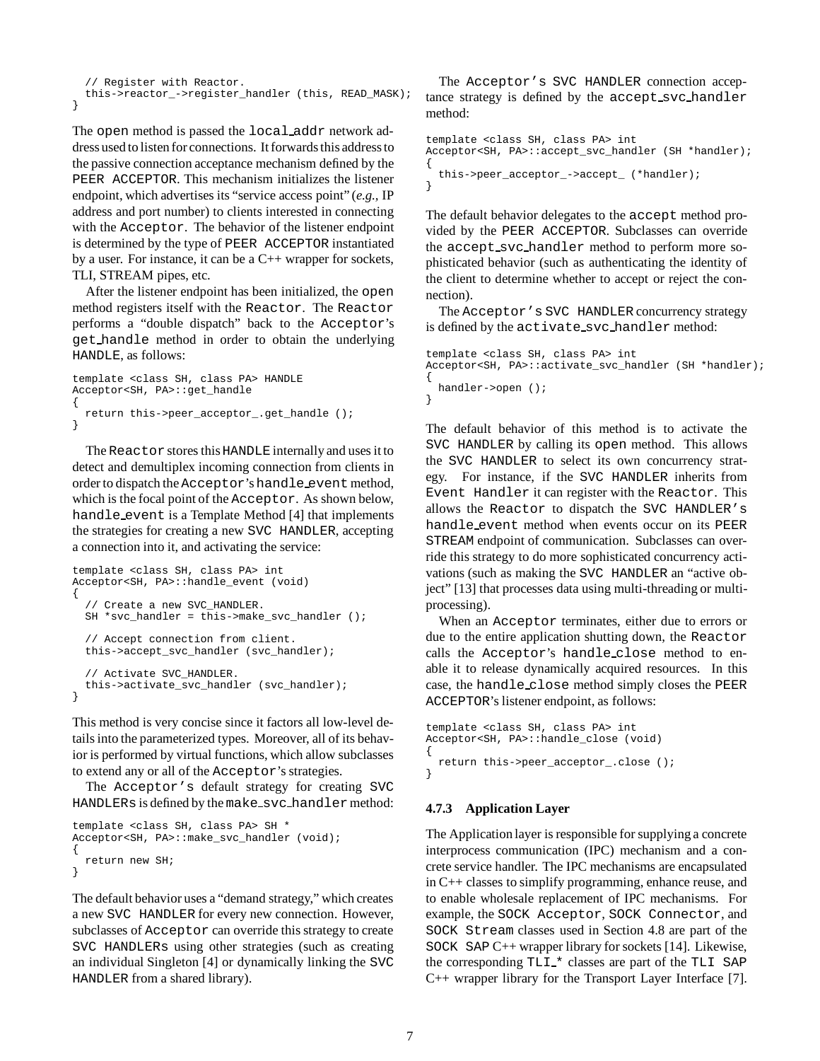```
  // Register with Reactor.
  this->reactor_->register_handler (this, READ_MASK);
}
```

The open method is passed the local_addr network address used to listen for connections. It forwards this address to the passive connection acceptance mechanism defined by the PEER ACCEPTOR. This mechanism initializes the listener endpoint, which advertises its "service access point" (*e.g.*, IP address and port number) to clients interested in connecting with the Acceptor. The behavior of the listener endpoint is determined by the type of PEER ACCEPTOR instantiated by a user. For instance, it can be a C++ wrapper for sockets, TLI, STREAM pipes, etc.

After the listener endpoint has been initialized, the open method registers itself with the Reactor. The Reactor performs a "double dispatch" back to the Acceptor's get_handle method in order to obtain the underlying HANDLE, as follows:

```
template <class SH, class PA> HANDLE
Acceptor<SH, PA>::get_handle
{
  return this->peer_acceptor_.get_handle ();
}
```

The Reactor stores this HANDLE internally and uses it to detect and demultiplex incoming connection from clients in order to dispatch the Acceptor's handle_event method, which is the focal point of the Acceptor. As shown below, handle_event is a Template Method [4] that implements the strategies for creating a new SVC HANDLER, accepting a connection into it, and activating the service:

```
template <class SH, class PA> int
Acceptor<SH, PA>::handle_event (void)
{
  // Create a new SVC_HANDLER.
  SH *svc_handler = this->make_svc_handler ();

  // Accept connection from client.
  this->accept_svc_handler (svc_handler);

  // Activate SVC_HANDLER.
  this->activate_svc_handler (svc_handler);
}
```

This method is very concise since it factors all low-level details into the parameterized types. Moreover, all of its behavior is performed by virtual functions, which allow subclasses to extend any or all of the Acceptor's strategies.

The Acceptor's default strategy for creating SVC HANDLERs is defined by the make_svc_handler method:

```
template <class SH, class PA> SH *
Acceptor<SH, PA>::make_svc_handler (void);
{
  return new SH;
}
```

The default behavior uses a "demand strategy," which creates a new SVC HANDLER for every new connection. However, subclasses of Acceptor can override this strategy to create SVC HANDLERs using other strategies (such as creating an individual Singleton [4] or dynamically linking the SVC HANDLER from a shared library).

The Acceptor's SVC HANDLER connection acceptance strategy is defined by the accept_svc_handler method:

```
template <class SH, class PA> int
Acceptor<SH, PA>::accept_svc_handler (SH *handler);
{
  this->peer_acceptor_->accept_ (*handler);
}
```

The default behavior delegates to the accept method provided by the PEER ACCEPTOR. Subclasses can override the accept_svc_handler method to perform more sophisticated behavior (such as authenticating the identity of the client to determine whether to accept or reject the connection).

The Acceptor's SVC HANDLER concurrency strategy is defined by the activate_svc_handler method:

```
template <class SH, class PA> int
Acceptor<SH, PA>::activate_svc_handler (SH *handler);
{
  handler->open ();
}
```

The default behavior of this method is to activate the SVC HANDLER by calling its open method. This allows the SVC HANDLER to select its own concurrency strategy. For instance, if the SVC HANDLER inherits from Event Handler it can register with the Reactor. This allows the Reactor to dispatch the SVC HANDLER's handle_event method when events occur on its PEER STREAM endpoint of communication. Subclasses can override this strategy to do more sophisticated concurrency activations (such as making the SVC HANDLER an "active object" [13] that processes data using multi-threading or multi-processing).

When an Acceptor terminates, either due to errors or due to the entire application shutting down, the Reactor calls the Acceptor's handle_close method to enable it to release dynamically acquired resources. In this case, the handle_close method simply closes the PEER ACCEPTOR's listener endpoint, as follows:

```
template <class SH, class PA> int
Acceptor<SH, PA>::handle_close (void)
{
  return this->peer_acceptor_.close ();
}
```

### 4.7.3 Application Layer

The Application layer is responsible for supplying a concrete interprocess communication (IPC) mechanism and a concrete service handler. The IPC mechanisms are encapsulated in C++ classes to simplify programming, enhance reuse, and to enable wholesale replacement of IPC mechanisms. For example, the SOCK Acceptor, SOCK Connector, and SOCK Stream classes used in Section 4.8 are part of the SOCK SAP C++ wrapper library for sockets [14]. Likewise, the corresponding TLI_* classes are part of the TLI SAP C++ wrapper library for the Transport Layer Interface [7].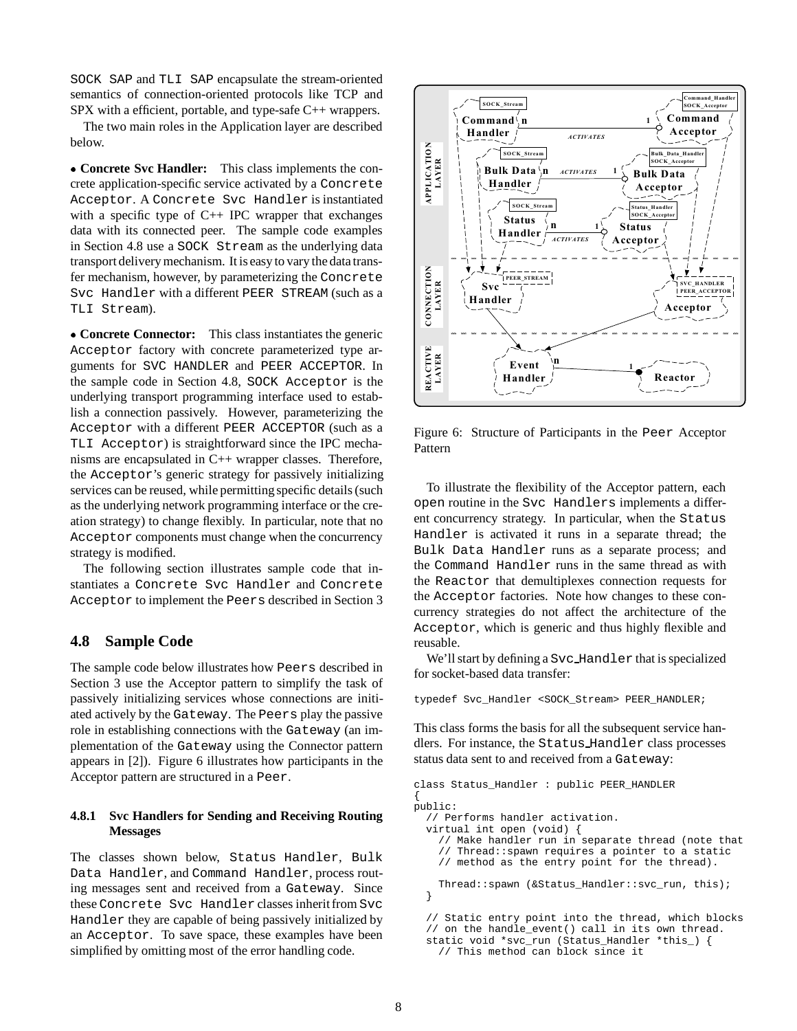SOCK SAP and TLI SAP encapsulate the stream-oriented semantics of connection-oriented protocols like TCP and SPX with a efficient, portable, and type-safe C++ wrappers.

The two main roles in the Application layer are described below.

- **Concrete Svc Handler:** This class implements the concrete application-specific service activated by a Concrete Acceptor. A Concrete Svc Handler is instantiated with a specific type of C++ IPC wrapper that exchanges data with its connected peer. The sample code examples in Section 4.8 use a SOCK Stream as the underlying data transport delivery mechanism. It is easy to vary the data transfer mechanism, however, by parameterizing the Concrete Svc Handler with a different PEER STREAM (such as a TLI Stream).

- **Concrete Connector:** This class instantiates the generic Acceptor factory with concrete parameterized type arguments for SVC HANDLER and PEER ACCEPTOR. In the sample code in Section 4.8, SOCK Acceptor is the underlying transport programming interface used to establish a connection passively. However, parameterizing the Acceptor with a different PEER ACCEPTOR (such as a TLI Acceptor) is straightforward since the IPC mechanisms are encapsulated in C++ wrapper classes. Therefore, the Acceptor's generic strategy for passively initializing services can be reused, while permitting specific details (such as the underlying network programming interface or the creation strategy) to change flexibly. In particular, note that no Acceptor components must change when the concurrency strategy is modified.

The following section illustrates sample code that instantiates a Concrete Svc Handler and Concrete Acceptor to implement the Peers described in Section 3

## 4.8 Sample Code

The sample code below illustrates how Peers described in Section 3 use the Acceptor pattern to simplify the task of passively initializing services whose connections are initiated actively by the Gateway. The Peers play the passive role in establishing connections with the Gateway (an implementation of the Gateway using the Connector pattern appears in [2]). Figure 6 illustrates how participants in the Acceptor pattern are structured in a Peer.

### 4.8.1 Svc Handlers for Sending and Receiving Routing Messages

The classes shown below, Status Handler, Bulk Data Handler, and Command Handler, process routing messages sent and received from a Gateway. Since these Concrete Svc Handler classes inherit from Svc Handler they are capable of being passively initialized by an Acceptor. To save space, these examples have been simplified by omitting most of the error handling code.

Figure 6: Structure of Participants in the Peer Acceptor Pattern

To illustrate the flexibility of the Acceptor pattern, each open routine in the Svc Handlers implements a different concurrency strategy. In particular, when the Status Handler is activated it runs in a separate thread; the Bulk Data Handler runs as a separate process; and the Command Handler runs in the same thread as with the Reactor that demultiplexes connection requests for the Acceptor factories. Note how changes to these concurrency strategies do not affect the architecture of the Acceptor, which is generic and thus highly flexible and reusable.

We'll start by defining a Svc_Handler that is specialized for socket-based data transfer:

```
typedef Svc_Handler <SOCK_Stream> PEER_HANDLER;
```

This class forms the basis for all the subsequent service handlers. For instance, the Status_Handler class processes status data sent to and received from a Gateway:

```
class Status_Handler : public PEER_HANDLER
{
public:
  // Performs handler activation.
  virtual int open (void) {
    // Make handler run in separate thread (note that
    // Thread::spawn requires a pointer to a static
    // method as the entry point for the thread).

    Thread::spawn (&Status_Handler::svc_run, this);
  }

  // Static entry point into the thread, which blocks
  // on the handle_event() call in its own thread.
  static void *svc_run (Status_Handler *this_) {
    // This method can block since it
```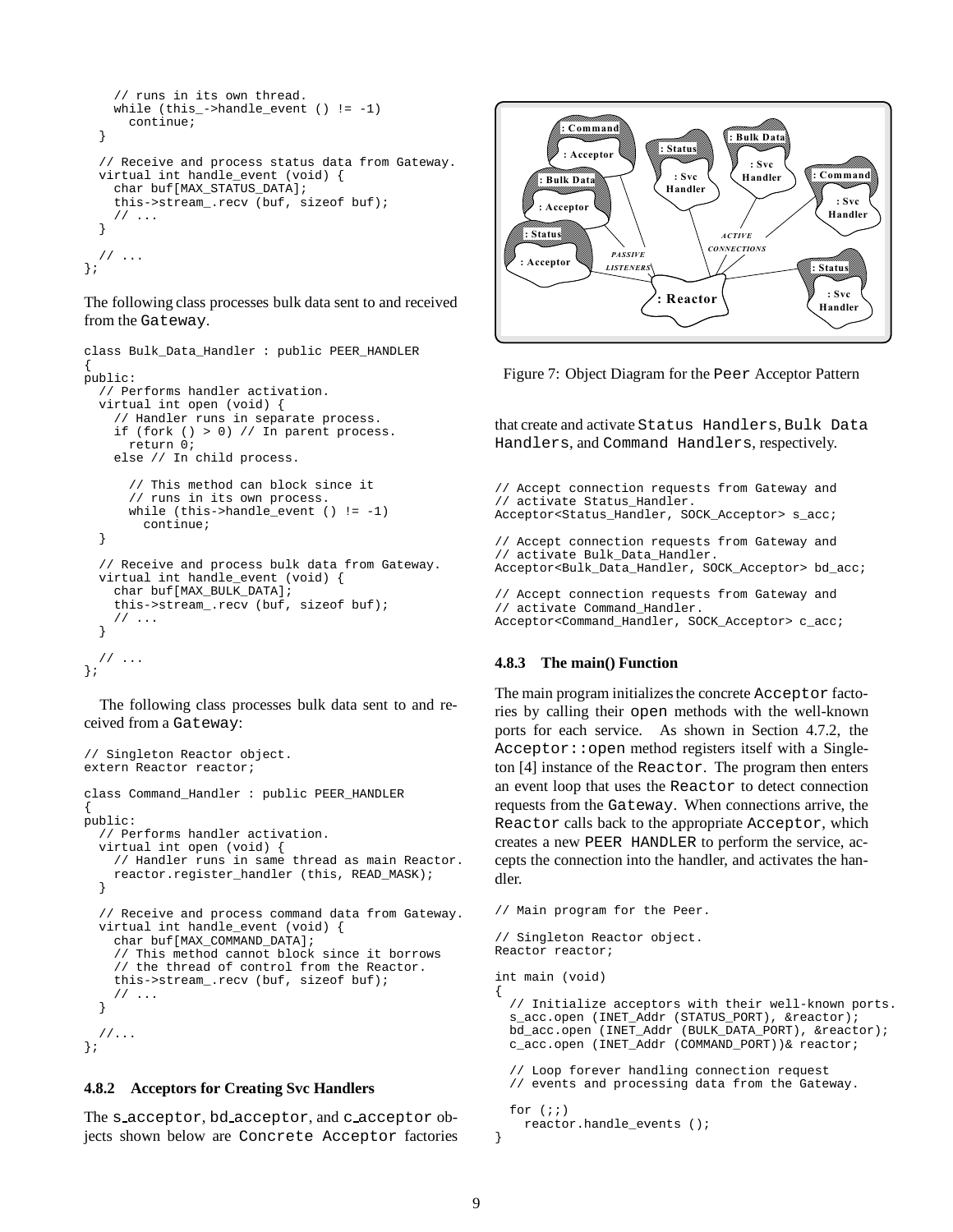```
    // runs in its own thread.
    while (this_->handle_event () != -1)
      continue;
  }

  // Receive and process status data from Gateway.
  virtual int handle_event (void) {
    char buf[MAX_STATUS_DATA];
    this->stream_.recv (buf, sizeof buf);
    // ...
  }

  // ...
};
```

The following class processes bulk data sent to and received from the Gateway.

```
class Bulk_Data_Handler : public PEER_HANDLER
{
public:
  // Performs handler activation.
  virtual int open (void) {
    // Handler runs in separate process.
    if (fork () > 0) // In parent process.
      return 0;
    else // In child process.

      // This method can block since it
      // runs in its own process.
      while (this->handle_event () != -1)
        continue;
  }

  // Receive and process bulk data from Gateway.
  virtual int handle_event (void) {
    char buf[MAX_BULK_DATA];
    this->stream_.recv (buf, sizeof buf);
    // ...
  }

  // ...
};
```

The following class processes bulk data sent to and received from a Gateway:

```
// Singleton Reactor object.
extern Reactor reactor;

class Command_Handler : public PEER_HANDLER
{
public:
  // Performs handler activation.
  virtual int open (void) {
    // Handler runs in same thread as main Reactor.
    reactor.register_handler (this, READ_MASK);
  }

  // Receive and process command data from Gateway.
  virtual int handle_event (void) {
    char buf[MAX_COMMAND_DATA];
    // This method cannot block since it borrows
    // the thread of control from the Reactor.
    this->stream_.recv (buf, sizeof buf);
    // ...
  }

  //...
};
```

#### 4.8.2 Acceptors for Creating Svc Handlers

The s_acceptor, bd_acceptor, and c_acceptor objects shown below are Concrete Acceptor factories that create and activate Status Handlers, Bulk Data Handlers, and Command Handlers, respectively.

Figure 7: Object Diagram for the Peer Acceptor Pattern

```
// Accept connection requests from Gateway and
// activate Status_Handler.
Acceptor<Status_Handler, SOCK_Acceptor> s_acc;

// Accept connection requests from Gateway and
// activate Bulk_Data_Handler.
Acceptor<Bulk_Data_Handler, SOCK_Acceptor> bd_acc;

// Accept connection requests from Gateway and
// activate Command_Handler.
Acceptor<Command_Handler, SOCK_Acceptor> c_acc;
```

#### 4.8.3 The main() Function

The main program initializes the concrete Acceptor factories by calling their open methods with the well-known ports for each service. As shown in Section 4.7.2, the Acceptor::open method registers itself with a Singleton [4] instance of the Reactor. The program then enters an event loop that uses the Reactor to detect connection requests from the Gateway. When connections arrive, the Reactor calls back to the appropriate Acceptor, which creates a new PEER HANDLER to perform the service, accepts the connection into the handler, and activates the handler.

```
// Main program for the Peer.

// Singleton Reactor object.
Reactor reactor;

int main (void)
{
  // Initialize acceptors with their well-known ports.
  s_acc.open (INET_Addr (STATUS_PORT), &reactor);
  bd_acc.open (INET_Addr (BULK_DATA_PORT), &reactor);
  c_acc.open (INET_Addr (COMMAND_PORT))& reactor;

  // Loop forever handling connection request
  // events and processing data from the Gateway.

  for (;;)
    reactor.handle_events ();
}
```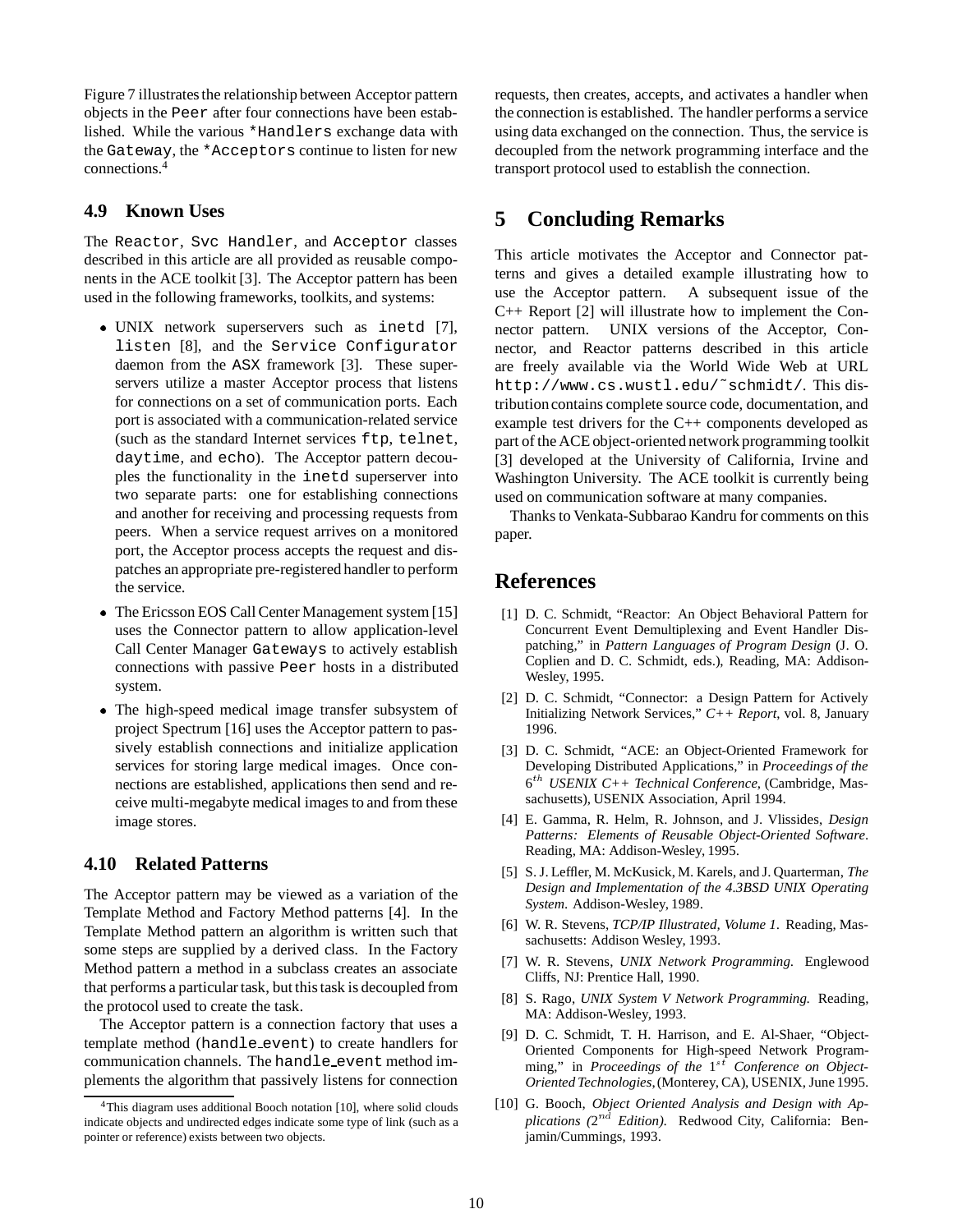Figure 7 illustrates the relationship between Acceptor pattern objects in the Peer after four connections have been established. While the various *Handlers exchange data with the Gateway, the *Acceptors continue to listen for new connections.[4]

### 4.9 Known Uses

The Reactor, Svc Handler, and Acceptor classes described in this article are all provided as reusable components in the ACE toolkit [3]. The Acceptor pattern has been used in the following frameworks, toolkits, and systems:

- UNIX network superservers such as inetd [7], listen [8], and the Service Configurator daemon from the ASX framework [3]. These superservers utilize a master Acceptor process that listens for connections on a set of communication ports. Each port is associated with a communication-related service (such as the standard Internet services ftp, telnet, daytime, and echo). The Acceptor pattern decouples the functionality in the inetd superserver into two separate parts: one for establishing connections and another for receiving and processing requests from peers. When a service request arrives on a monitored port, the Acceptor process accepts the request and dispatches an appropriate pre-registered handler to perform the service.
- The Ericsson EOS Call Center Management system [15] uses the Connector pattern to allow application-level Call Center Manager Gateways to actively establish connections with passive Peer hosts in a distributed system.
- The high-speed medical image transfer subsystem of project Spectrum [16] uses the Acceptor pattern to passively establish connections and initialize application services for storing large medical images. Once connections are established, applications then send and receive multi-megabyte medical images to and from these image stores.

### 4.10 Related Patterns

The Acceptor pattern may be viewed as a variation of the Template Method and Factory Method patterns [4]. In the Template Method pattern an algorithm is written such that some steps are supplied by a derived class. In the Factory Method pattern a method in a subclass creates an associate that performs a particular task, but this task is decoupled from the protocol used to create the task.

The Acceptor pattern is a connection factory that uses a template method (handle_event) to create handlers for communication channels. The handle_event method implements the algorithm that passively listens for connection requests, then creates, accepts, and activates a handler when the connection is established. The handler performs a service using data exchanged on the connection. Thus, the service is decoupled from the network programming interface and the transport protocol used to establish the connection.

[4] This diagram uses additional Booch notation [10], where solid clouds indicate objects and undirected edges indicate some type of link (such as a pointer or reference) exists between two objects.

## 5 Concluding Remarks

This article motivates the Acceptor and Connector patterns and gives a detailed example illustrating how to use the Acceptor pattern. A subsequent issue of the C++ Report [2] will illustrate how to implement the Connector pattern. UNIX versions of the Acceptor, Connector, and Reactor patterns described in this article are freely available via the World Wide Web at URL http://www.cs.wustl.edu/˜schmidt/. This distribution contains complete source code, documentation, and example test drivers for the C++ components developed as part of the ACE object-oriented network programming toolkit [3] developed at the University of California, Irvine and Washington University. The ACE toolkit is currently being used on communication software at many companies.

Thanks to Venkata-Subbarao Kandru for comments on this paper.

## References

[1] D. C. Schmidt, "Reactor: An Object Behavioral Pattern for Concurrent Event Demultiplexing and Event Handler Dispatching," in *Pattern Languages of Program Design* (J. O. Coplien and D. C. Schmidt, eds.), Reading, MA: Addison-Wesley, 1995.

[2] D. C. Schmidt, "Connector: a Design Pattern for Actively Initializing Network Services," *C++ Report*, vol. 8, January 1996.

[3] D. C. Schmidt, "ACE: an Object-Oriented Framework for Developing Distributed Applications," in *Proceedings of the $6^{th}$ USENIX C++ Technical Conference*, (Cambridge, Massachusetts), USENIX Association, April 1994.

[4] E. Gamma, R. Helm, R. Johnson, and J. Vlissides, *Design Patterns: Elements of Reusable Object-Oriented Software*. Reading, MA: Addison-Wesley, 1995.

[5] S. J. Leffler, M. McKusick, M. Karels, and J. Quarterman, *The Design and Implementation of the 4.3BSD UNIX Operating System*. Addison-Wesley, 1989.

[6] W. R. Stevens, *TCP/IP Illustrated, Volume 1*. Reading, Massachusetts: Addison Wesley, 1993.

[7] W. R. Stevens, *UNIX Network Programming*. Englewood Cliffs, NJ: Prentice Hall, 1990.

[8] S. Rago, *UNIX System V Network Programming*. Reading, MA: Addison-Wesley, 1993.

[9] D. C. Schmidt, T. H. Harrison, and E. Al-Shaer, "Object-Oriented Components for High-speed Network Programming," in *Proceedings of the $1^{st}$ Conference on Object-Oriented Technologies*, (Monterey, CA), USENIX, June 1995.

[10] G. Booch, *Object Oriented Analysis and Design with Applications ($2^{nd}$ Edition)*. Redwood City, California: Benjamin/Cummings, 1993.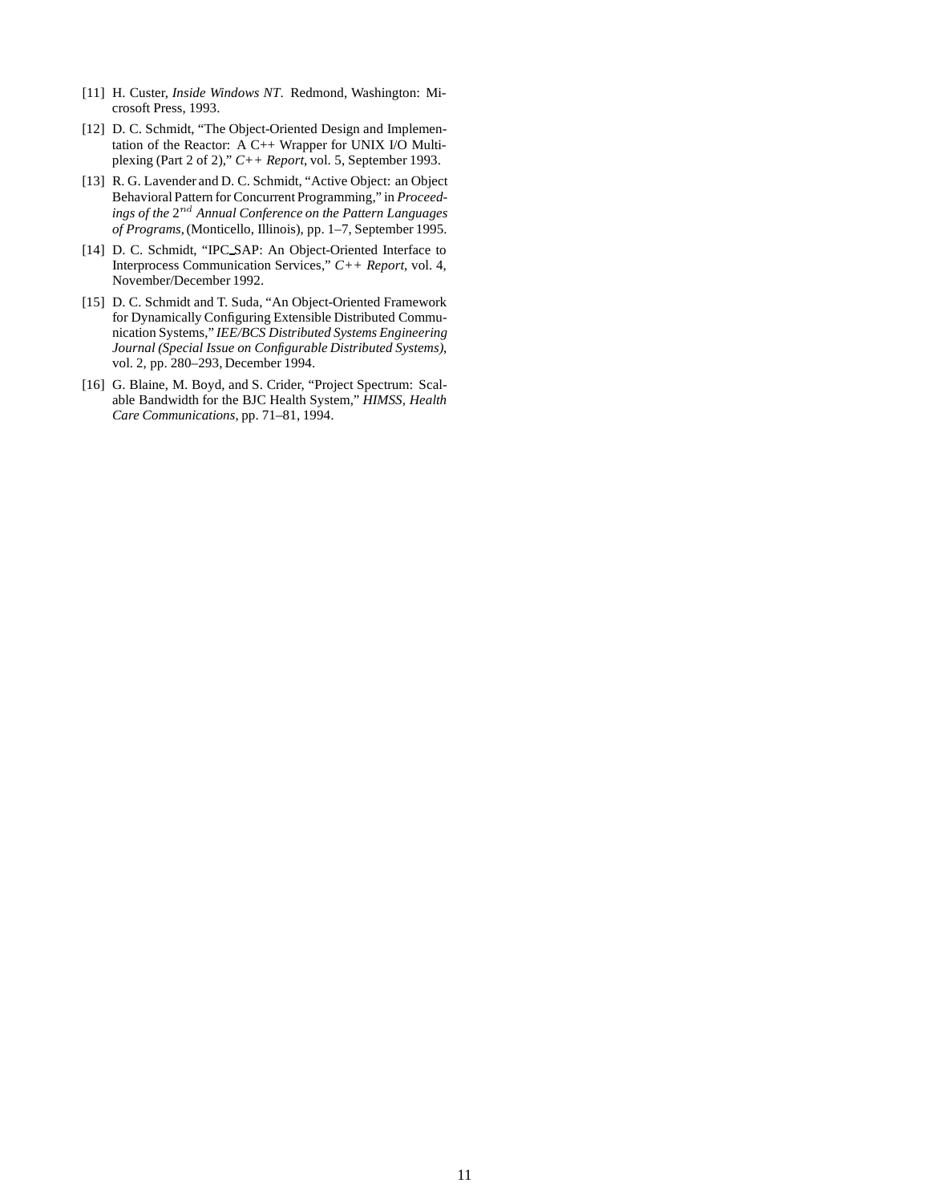[11] H. Custer, *Inside Windows NT*. Redmond, Washington: Microsoft Press, 1993.

[12] D. C. Schmidt, "The Object-Oriented Design and Implementation of the Reactor: A C++ Wrapper for UNIX I/O Multiplexing (Part 2 of 2)," *C++ Report*, vol. 5, September 1993.

[13] R. G. Lavender and D. C. Schmidt, "Active Object: an Object Behavioral Pattern for Concurrent Programming," in *Proceedings of the* $2^{nd}$ *Annual Conference on the Pattern Languages of Programs*, (Monticello, Illinois), pp. 1–7, September 1995.

[14] D. C. Schmidt, "IPC_SAP: An Object-Oriented Interface to Interprocess Communication Services," *C++ Report*, vol. 4, November/December 1992.

[15] D. C. Schmidt and T. Suda, "An Object-Oriented Framework for Dynamically Configuring Extensible Distributed Communication Systems," *IEE/BCS Distributed Systems Engineering Journal (Special Issue on Configurable Distributed Systems)*, vol. 2, pp. 280–293, December 1994.

[16] G. Blaine, M. Boyd, and S. Crider, "Project Spectrum: Scalable Bandwidth for the BJC Health System," *HIMSS, Health Care Communications*, pp. 71–81, 1994.